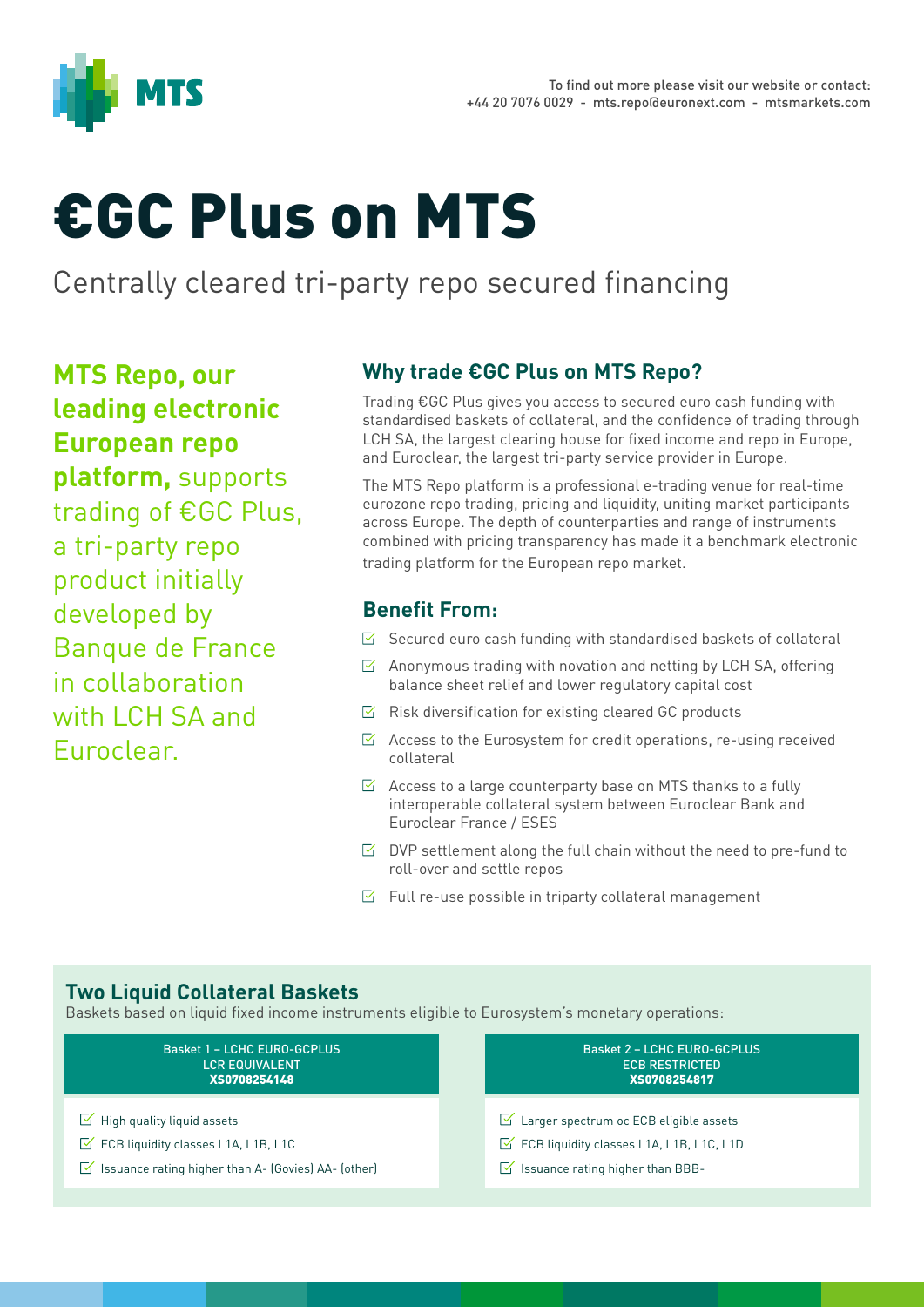To find out more please visit our website or contact:
+44 20 7076 0029 - mts.repo@euronext.com - mtsmarkets.com

# €GC Plus on MTS

Centrally cleared tri-party repo secured financing

**MTS Repo, our leading electronic European repo platform,** supports trading of €GC Plus, a tri-party repo product initially developed by Banque de France in collaboration with LCH SA and Euroclear.

## Why trade €GC Plus on MTS Repo?

Trading €GC Plus gives you access to secured euro cash funding with standardised baskets of collateral, and the confidence of trading through LCH SA, the largest clearing house for fixed income and repo in Europe, and Euroclear, the largest tri-party service provider in Europe.

The MTS Repo platform is a professional e-trading venue for real-time eurozone repo trading, pricing and liquidity, uniting market participants across Europe. The depth of counterparties and range of instruments combined with pricing transparency has made it a benchmark electronic trading platform for the European repo market.

## Benefit From:

- Secured euro cash funding with standardised baskets of collateral
- Anonymous trading with novation and netting by LCH SA, offering balance sheet relief and lower regulatory capital cost
- Risk diversification for existing cleared GC products
- Access to the Eurosystem for credit operations, re-using received collateral
- Access to a large counterparty base on MTS thanks to a fully interoperable collateral system between Euroclear Bank and Euroclear France / ESES
- DVP settlement along the full chain without the need to pre-fund to roll-over and settle repos
- Full re-use possible in triparty collateral management

## Two Liquid Collateral Baskets

Baskets based on liquid fixed income instruments eligible to Eurosystem's monetary operations:

**Basket 1 – LCHC EURO-GCPLUS LCR EQUIVALENT XS0708254148**

- High quality liquid assets
- ECB liquidity classes L1A, L1B, L1C
- Issuance rating higher than A- (Govies) AA- (other)

**Basket 2 – LCHC EURO-GCPLUS ECB RESTRICTED XS0708254817**

- Larger spectrum oc ECB eligible assets
- ECB liquidity classes L1A, L1B, L1C, L1D
- Issuance rating higher than BBB-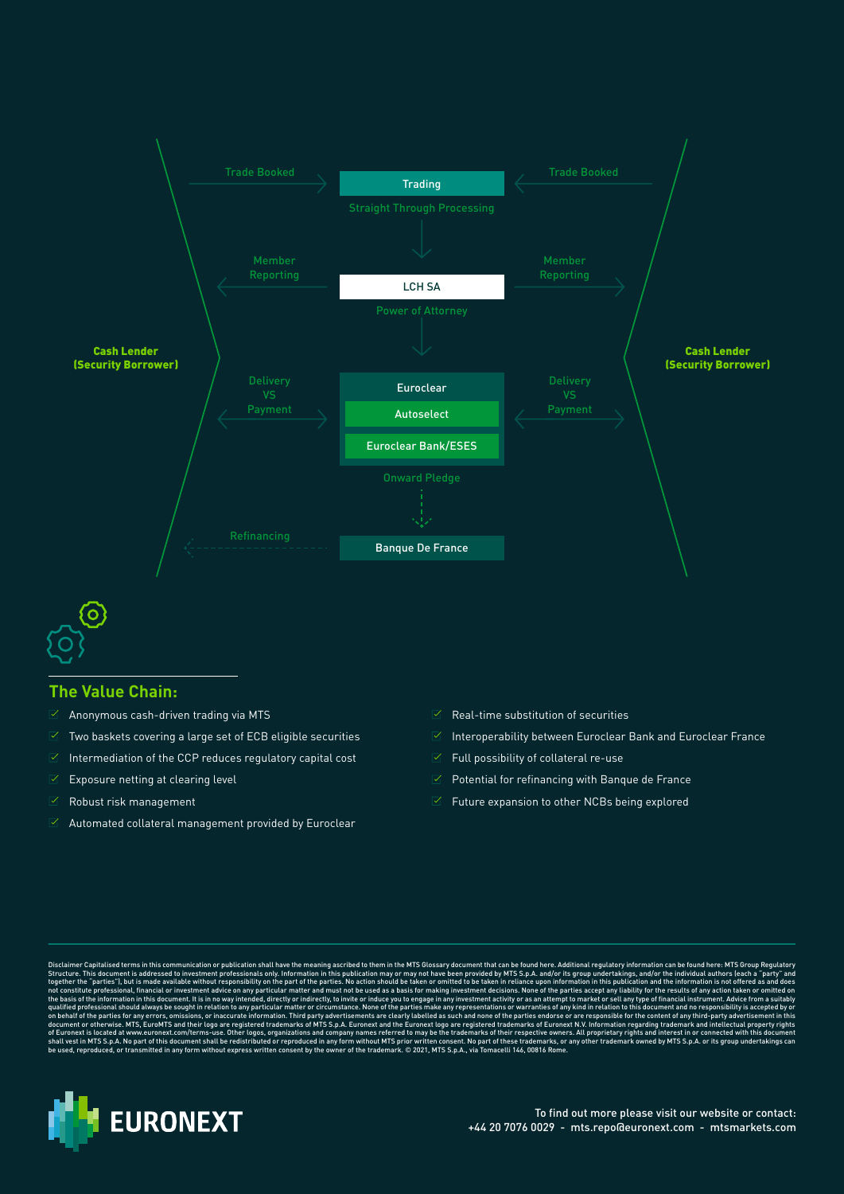Trade Booked

Trading

Trade Booked

Straight Through Processing

Member Reporting

LCH SA

Member Reporting

Power of Attorney

**Cash Lender (Security Borrower)**

Delivery VS Payment

Euroclear

Autoselect

Euroclear Bank/ESES

Delivery VS Payment

**Cash Lender (Security Borrower)**

Onward Pledge

Refinancing

Banque De France

## The Value Chain:

- Anonymous cash-driven trading via MTS
- Two baskets covering a large set of ECB eligible securities
- Intermediation of the CCP reduces regulatory capital cost
- Exposure netting at clearing level
- Robust risk management
- Automated collateral management provided by Euroclear
- Real-time substitution of securities
- Interoperability between Euroclear Bank and Euroclear France
- Full possibility of collateral re-use
- Potential for refinancing with Banque de France
- Future expansion to other NCBs being explored

Disclaimer Capitalised terms in this communication or publication shall have the meaning ascribed to them in the MTS Glossary document that can be found here. Additional regulatory information can be found here: MTS Group Regulatory Structure. This document is addressed to investment professionals only. Information in this publication may or may not have been provided by MTS S.p.A. and/or its group undertakings, and/or the individual authors (each a "party" and together the "parties"), but is made available without responsibility on the part of the parties. No action should be taken or omitted to be taken in reliance upon information in this publication and the information is not offered as and does not constitute professional, financial or investment advice on any particular matter and must not be used as a basis for making investment decisions. None of the parties accept any liability for the results of any action taken or omitted on the basis of the information in this document. It is in no way intended, directly or indirectly, to invite or induce you to engage in any investment activity or as an attempt to market or sell any type of financial instrument. Advice from a suitably qualified professional should always be sought in relation to any particular matter or circumstance. None of the parties make any representations or warranties of any kind in relation to this document and no responsibility is accepted by or on behalf of the parties for any errors, omissions, or inaccurate information. Third party advertisements are clearly labelled as such and none of the parties endorse or are responsible for the content of any third-party advertisement in this document or otherwise. MTS, EuroMTS and their logo are registered trademarks of MTS S.p.A. Euronext and the Euronext logo are registered trademarks of Euronext N.V. Information regarding trademark and intellectual property rights of Euronext is located at www.euronext.com/terms-use. Other logos, organizations and company names referred to may be the trademarks of their respective owners. All proprietary rights and interest in or connected with this document shall vest in MTS S.p.A. No part of this document shall be redistributed or reproduced in any form without MTS prior written consent. No part of these trademarks, or any other trademark owned by MTS S.p.A. or its group undertakings can be used, reproduced, or transmitted in any form without express written consent by the owner of the trademark. © 2021, MTS S.p.A., via Tomacelli 146, 00816 Rome.

EURONEXT

To find out more please visit our website or contact:
+44 20 7076 0029 - mts.repo@euronext.com - mtsmarkets.com